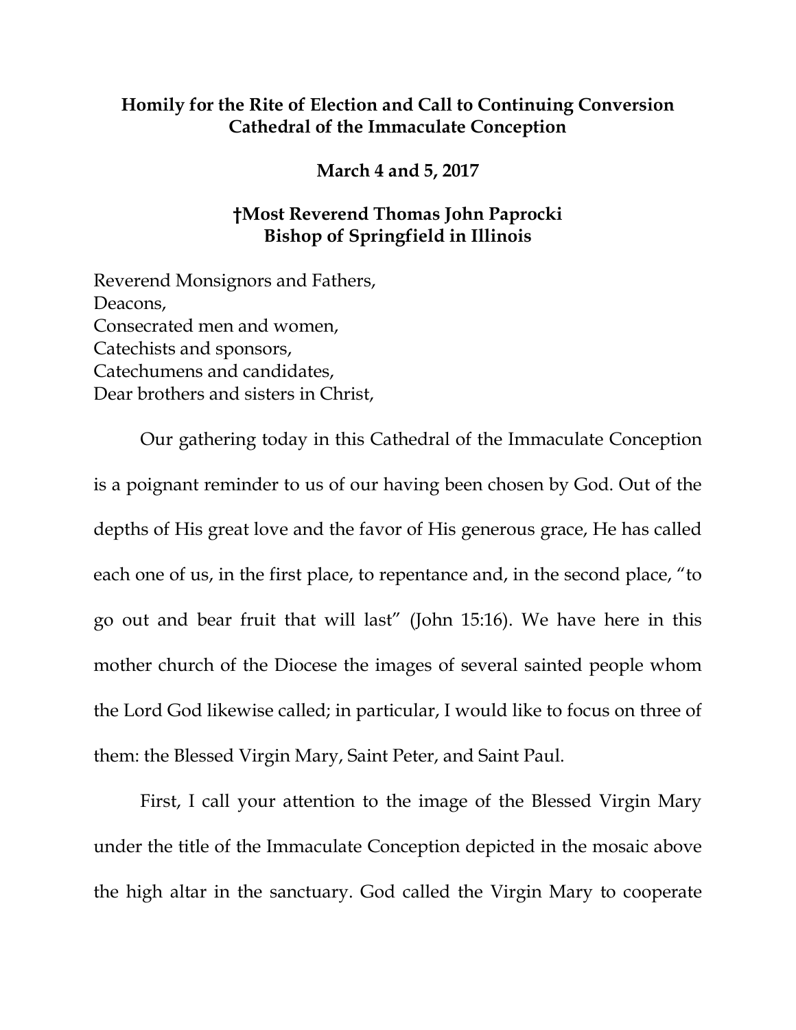**Homily for the Rite of Election and Call to Continuing Conversion**
**Cathedral of the Immaculate Conception**

**March 4 and 5, 2017**

**†Most Reverend Thomas John Paprocki**
**Bishop of Springfield in Illinois**

Reverend Monsignors and Fathers,
Deacons,
Consecrated men and women,
Catechists and sponsors,
Catechumens and candidates,
Dear brothers and sisters in Christ,

Our gathering today in this Cathedral of the Immaculate Conception is a poignant reminder to us of our having been chosen by God. Out of the depths of His great love and the favor of His generous grace, He has called each one of us, in the first place, to repentance and, in the second place, "to go out and bear fruit that will last" (John 15:16). We have here in this mother church of the Diocese the images of several sainted people whom the Lord God likewise called; in particular, I would like to focus on three of them: the Blessed Virgin Mary, Saint Peter, and Saint Paul.

First, I call your attention to the image of the Blessed Virgin Mary under the title of the Immaculate Conception depicted in the mosaic above the high altar in the sanctuary. God called the Virgin Mary to cooperate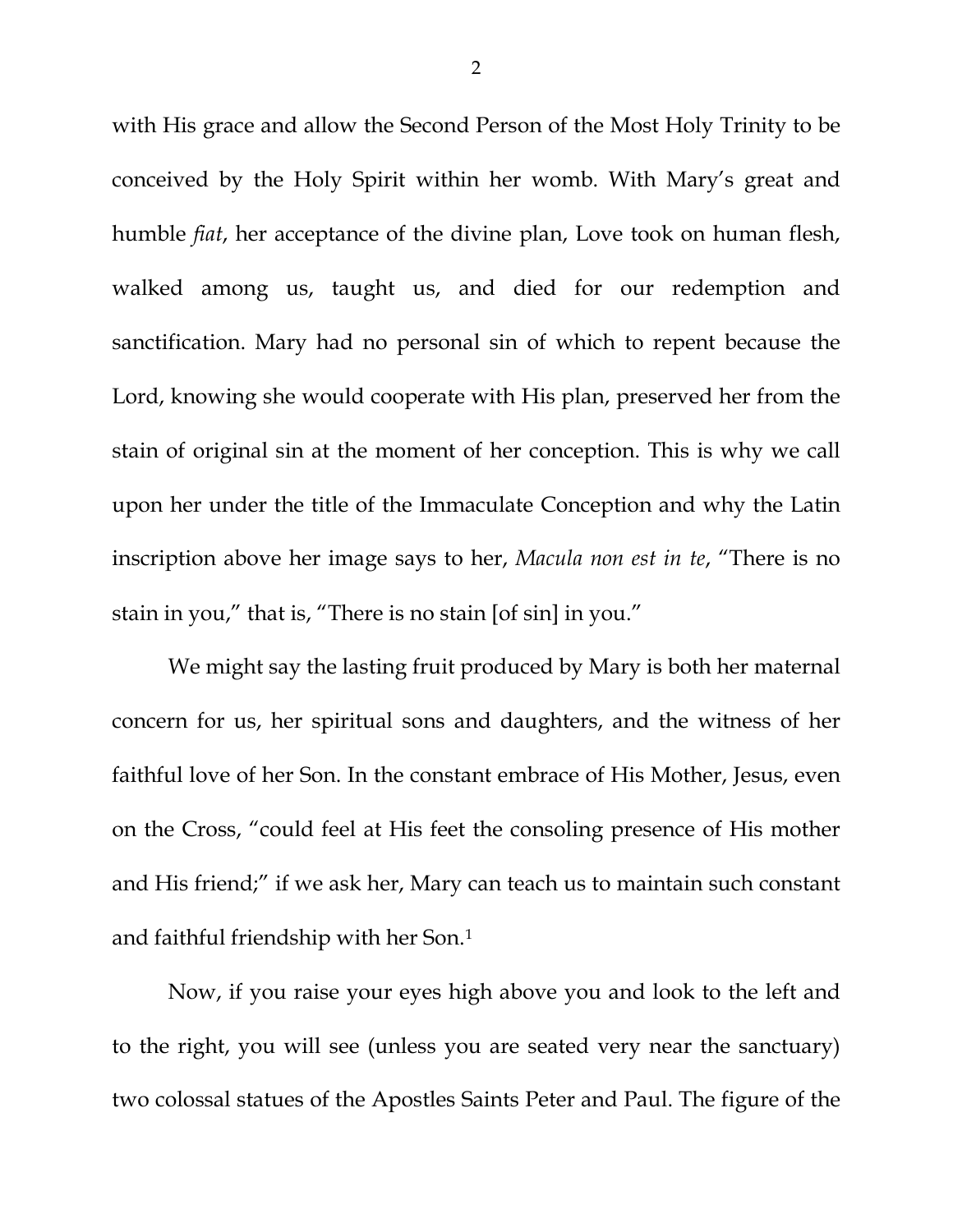with His grace and allow the Second Person of the Most Holy Trinity to be conceived by the Holy Spirit within her womb. With Mary's great and humble *fiat*, her acceptance of the divine plan, Love took on human flesh, walked among us, taught us, and died for our redemption and sanctification. Mary had no personal sin of which to repent because the Lord, knowing she would cooperate with His plan, preserved her from the stain of original sin at the moment of her conception. This is why we call upon her under the title of the Immaculate Conception and why the Latin inscription above her image says to her, *Macula non est in te*, "There is no stain in you," that is, "There is no stain [of sin] in you."

We might say the lasting fruit produced by Mary is both her maternal concern for us, her spiritual sons and daughters, and the witness of her faithful love of her Son. In the constant embrace of His Mother, Jesus, even on the Cross, "could feel at His feet the consoling presence of His mother and His friend;" if we ask her, Mary can teach us to maintain such constant and faithful friendship with her Son.[1]

Now, if you raise your eyes high above you and look to the left and to the right, you will see (unless you are seated very near the sanctuary) two colossal statues of the Apostles Saints Peter and Paul. The figure of the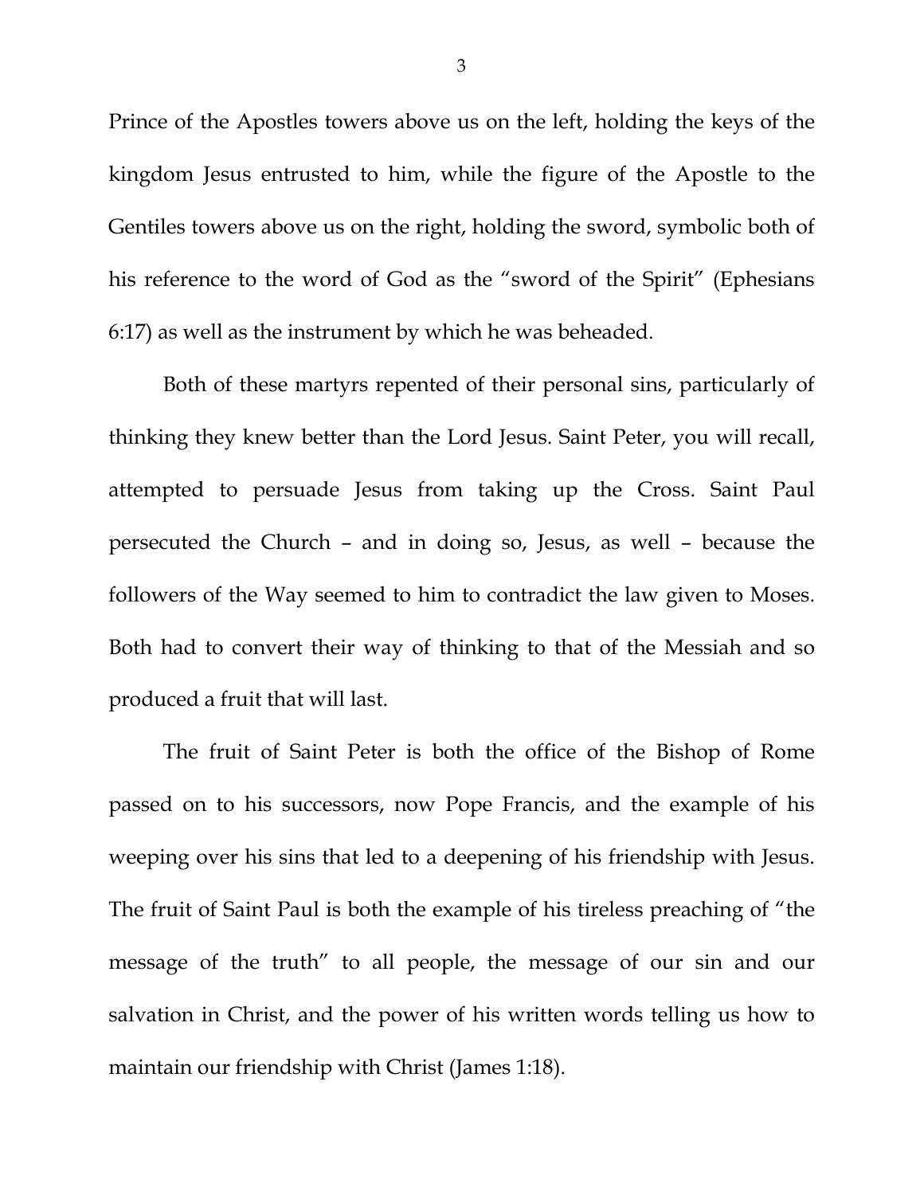Prince of the Apostles towers above us on the left, holding the keys of the kingdom Jesus entrusted to him, while the figure of the Apostle to the Gentiles towers above us on the right, holding the sword, symbolic both of his reference to the word of God as the "sword of the Spirit" (Ephesians 6:17) as well as the instrument by which he was beheaded.

Both of these martyrs repented of their personal sins, particularly of thinking they knew better than the Lord Jesus. Saint Peter, you will recall, attempted to persuade Jesus from taking up the Cross. Saint Paul persecuted the Church – and in doing so, Jesus, as well – because the followers of the Way seemed to him to contradict the law given to Moses. Both had to convert their way of thinking to that of the Messiah and so produced a fruit that will last.

The fruit of Saint Peter is both the office of the Bishop of Rome passed on to his successors, now Pope Francis, and the example of his weeping over his sins that led to a deepening of his friendship with Jesus. The fruit of Saint Paul is both the example of his tireless preaching of "the message of the truth" to all people, the message of our sin and our salvation in Christ, and the power of his written words telling us how to maintain our friendship with Christ (James 1:18).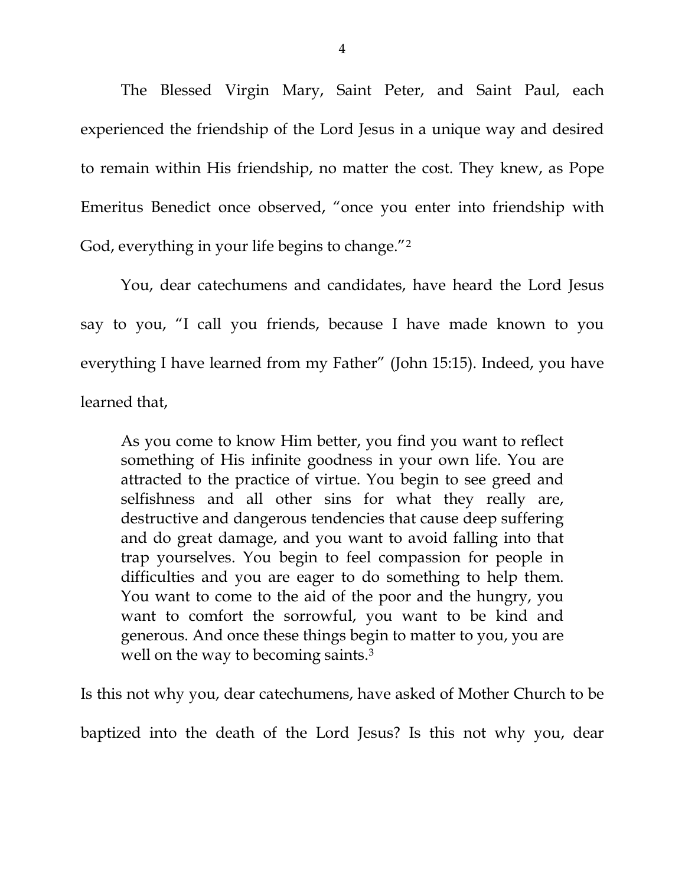The Blessed Virgin Mary, Saint Peter, and Saint Paul, each experienced the friendship of the Lord Jesus in a unique way and desired to remain within His friendship, no matter the cost. They knew, as Pope Emeritus Benedict once observed, "once you enter into friendship with God, everything in your life begins to change."[2]

You, dear catechumens and candidates, have heard the Lord Jesus say to you, "I call you friends, because I have made known to you everything I have learned from my Father" (John 15:15). Indeed, you have learned that,

> As you come to know Him better, you find you want to reflect something of His infinite goodness in your own life. You are attracted to the practice of virtue. You begin to see greed and selfishness and all other sins for what they really are, destructive and dangerous tendencies that cause deep suffering and do great damage, and you want to avoid falling into that trap yourselves. You begin to feel compassion for people in difficulties and you are eager to do something to help them. You want to come to the aid of the poor and the hungry, you want to comfort the sorrowful, you want to be kind and generous. And once these things begin to matter to you, you are well on the way to becoming saints.[3]

Is this not why you, dear catechumens, have asked of Mother Church to be baptized into the death of the Lord Jesus? Is this not why you, dear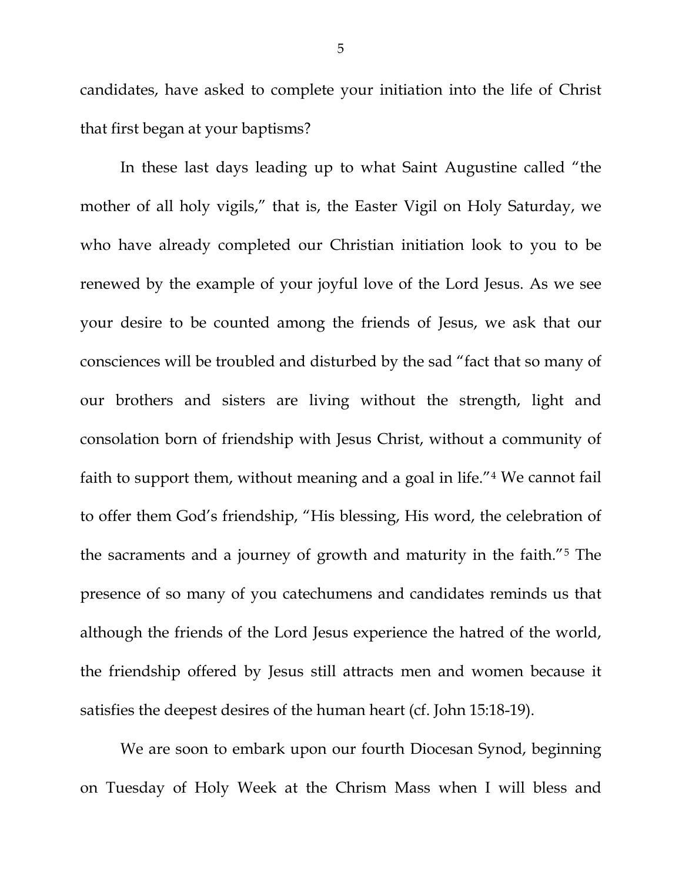candidates, have asked to complete your initiation into the life of Christ that first began at your baptisms?

In these last days leading up to what Saint Augustine called "the mother of all holy vigils," that is, the Easter Vigil on Holy Saturday, we who have already completed our Christian initiation look to you to be renewed by the example of your joyful love of the Lord Jesus. As we see your desire to be counted among the friends of Jesus, we ask that our consciences will be troubled and disturbed by the sad "fact that so many of our brothers and sisters are living without the strength, light and consolation born of friendship with Jesus Christ, without a community of faith to support them, without meaning and a goal in life."[4] We cannot fail to offer them God's friendship, "His blessing, His word, the celebration of the sacraments and a journey of growth and maturity in the faith."[5] The presence of so many of you catechumens and candidates reminds us that although the friends of the Lord Jesus experience the hatred of the world, the friendship offered by Jesus still attracts men and women because it satisfies the deepest desires of the human heart (cf. John 15:18-19).

We are soon to embark upon our fourth Diocesan Synod, beginning on Tuesday of Holy Week at the Chrism Mass when I will bless and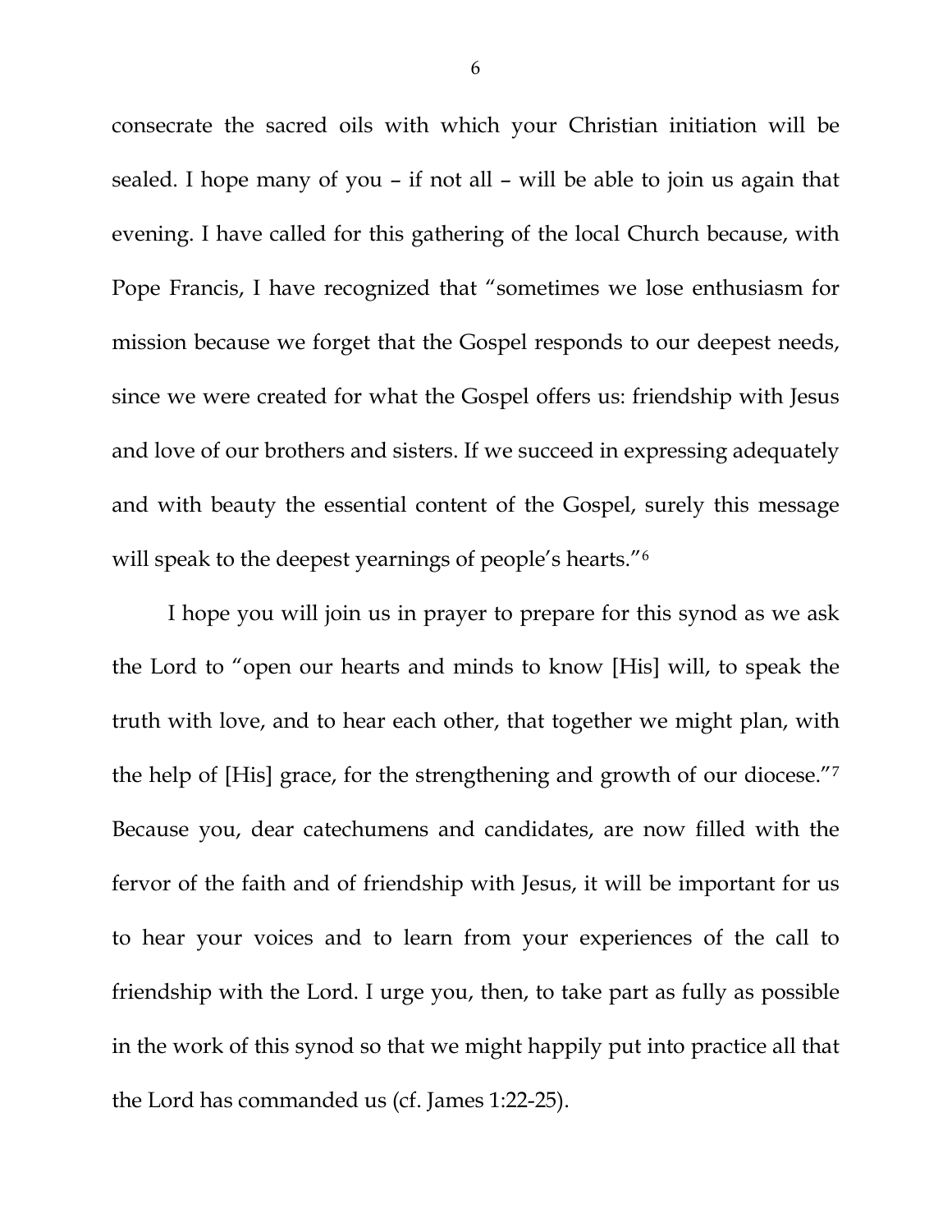consecrate the sacred oils with which your Christian initiation will be sealed. I hope many of you – if not all – will be able to join us again that evening. I have called for this gathering of the local Church because, with Pope Francis, I have recognized that "sometimes we lose enthusiasm for mission because we forget that the Gospel responds to our deepest needs, since we were created for what the Gospel offers us: friendship with Jesus and love of our brothers and sisters. If we succeed in expressing adequately and with beauty the essential content of the Gospel, surely this message will speak to the deepest yearnings of people's hearts."[6]

I hope you will join us in prayer to prepare for this synod as we ask the Lord to "open our hearts and minds to know [His] will, to speak the truth with love, and to hear each other, that together we might plan, with the help of [His] grace, for the strengthening and growth of our diocese."[7] Because you, dear catechumens and candidates, are now filled with the fervor of the faith and of friendship with Jesus, it will be important for us to hear your voices and to learn from your experiences of the call to friendship with the Lord. I urge you, then, to take part as fully as possible in the work of this synod so that we might happily put into practice all that the Lord has commanded us (cf. James 1:22-25).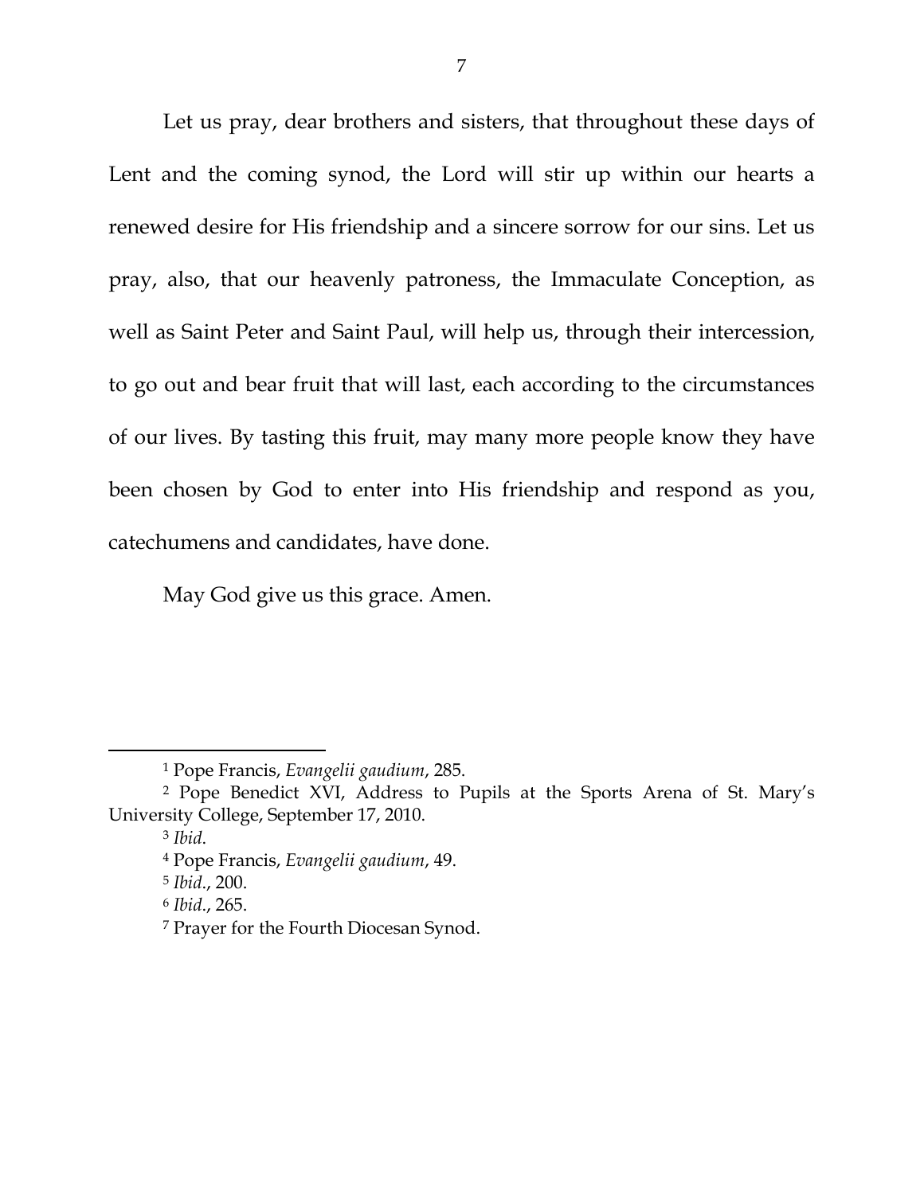Let us pray, dear brothers and sisters, that throughout these days of Lent and the coming synod, the Lord will stir up within our hearts a renewed desire for His friendship and a sincere sorrow for our sins. Let us pray, also, that our heavenly patroness, the Immaculate Conception, as well as Saint Peter and Saint Paul, will help us, through their intercession, to go out and bear fruit that will last, each according to the circumstances of our lives. By tasting this fruit, may many more people know they have been chosen by God to enter into His friendship and respond as you, catechumens and candidates, have done.

May God give us this grace. Amen.

---

[1] Pope Francis, *Evangelii gaudium*, 285.

[2] Pope Benedict XVI, Address to Pupils at the Sports Arena of St. Mary's University College, September 17, 2010.

[3] *Ibid*.

[4] Pope Francis, *Evangelii gaudium*, 49.

[5] *Ibid*., 200.

[6] *Ibid*., 265.

[7] Prayer for the Fourth Diocesan Synod.